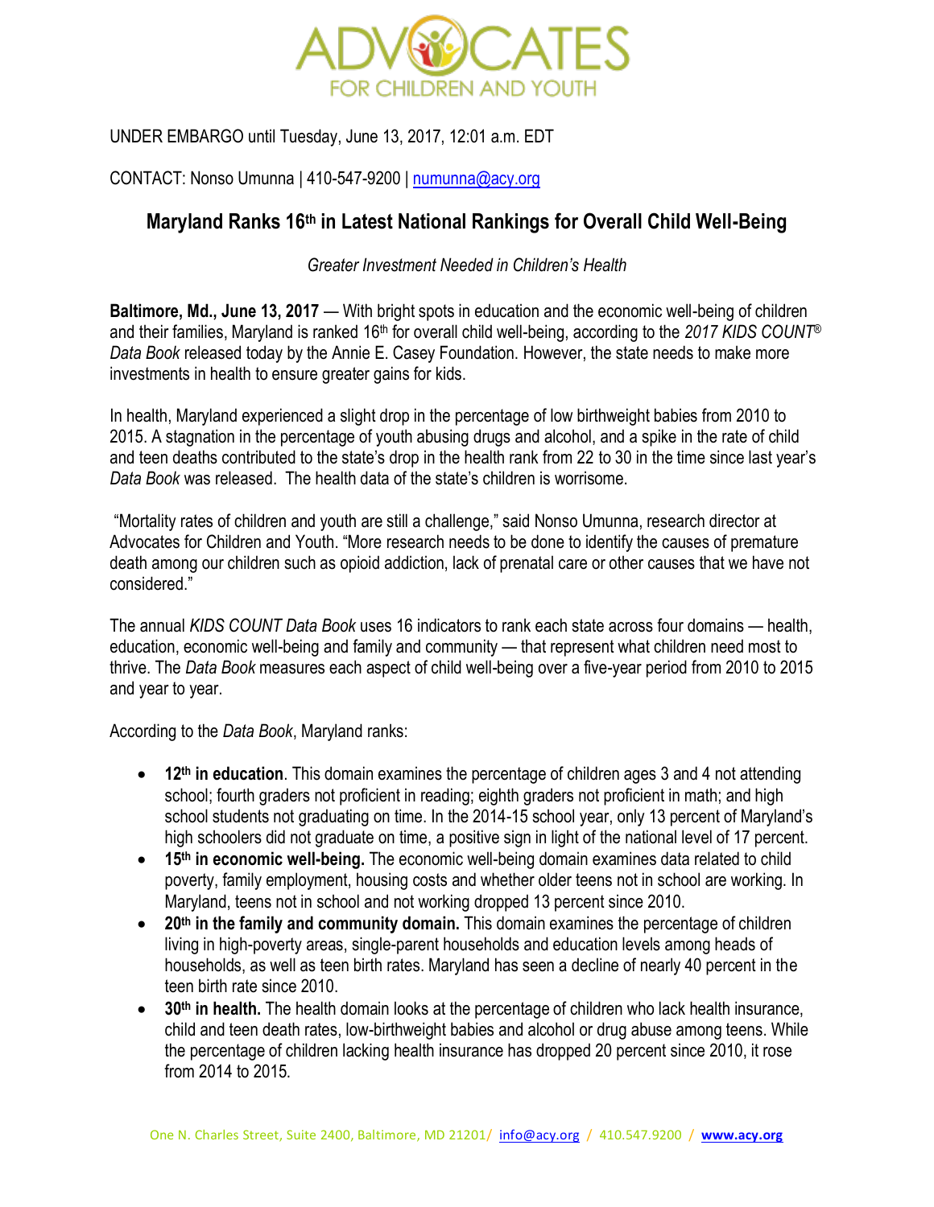ADVOCATES FOR CHILDREN AND YOUTH

UNDER EMBARGO until Tuesday, June 13, 2017, 12:01 a.m. EDT

CONTACT: Nonso Umunna | 410-547-9200 | numunna@acy.org

## Maryland Ranks 16th in Latest National Rankings for Overall Child Well-Being

*Greater Investment Needed in Children's Health*

**Baltimore, Md., June 13, 2017** — With bright spots in education and the economic well-being of children and their families, Maryland is ranked 16th for overall child well-being, according to the *2017 KIDS COUNT® Data Book* released today by the Annie E. Casey Foundation. However, the state needs to make more investments in health to ensure greater gains for kids.

In health, Maryland experienced a slight drop in the percentage of low birthweight babies from 2010 to 2015. A stagnation in the percentage of youth abusing drugs and alcohol, and a spike in the rate of child and teen deaths contributed to the state's drop in the health rank from 22 to 30 in the time since last year's *Data Book* was released. The health data of the state's children is worrisome.

"Mortality rates of children and youth are still a challenge," said Nonso Umunna, research director at Advocates for Children and Youth. "More research needs to be done to identify the causes of premature death among our children such as opioid addiction, lack of prenatal care or other causes that we have not considered."

The annual *KIDS COUNT Data Book* uses 16 indicators to rank each state across four domains — health, education, economic well-being and family and community — that represent what children need most to thrive. The *Data Book* measures each aspect of child well-being over a five-year period from 2010 to 2015 and year to year.

According to the *Data Book*, Maryland ranks:

- **12th in education**. This domain examines the percentage of children ages 3 and 4 not attending school; fourth graders not proficient in reading; eighth graders not proficient in math; and high school students not graduating on time. In the 2014-15 school year, only 13 percent of Maryland's high schoolers did not graduate on time, a positive sign in light of the national level of 17 percent.
- **15th in economic well-being.** The economic well-being domain examines data related to child poverty, family employment, housing costs and whether older teens not in school are working. In Maryland, teens not in school and not working dropped 13 percent since 2010.
- **20th in the family and community domain.** This domain examines the percentage of children living in high-poverty areas, single-parent households and education levels among heads of households, as well as teen birth rates. Maryland has seen a decline of nearly 40 percent in the teen birth rate since 2010.
- **30th in health.** The health domain looks at the percentage of children who lack health insurance, child and teen death rates, low-birthweight babies and alcohol or drug abuse among teens. While the percentage of children lacking health insurance has dropped 20 percent since 2010, it rose from 2014 to 2015.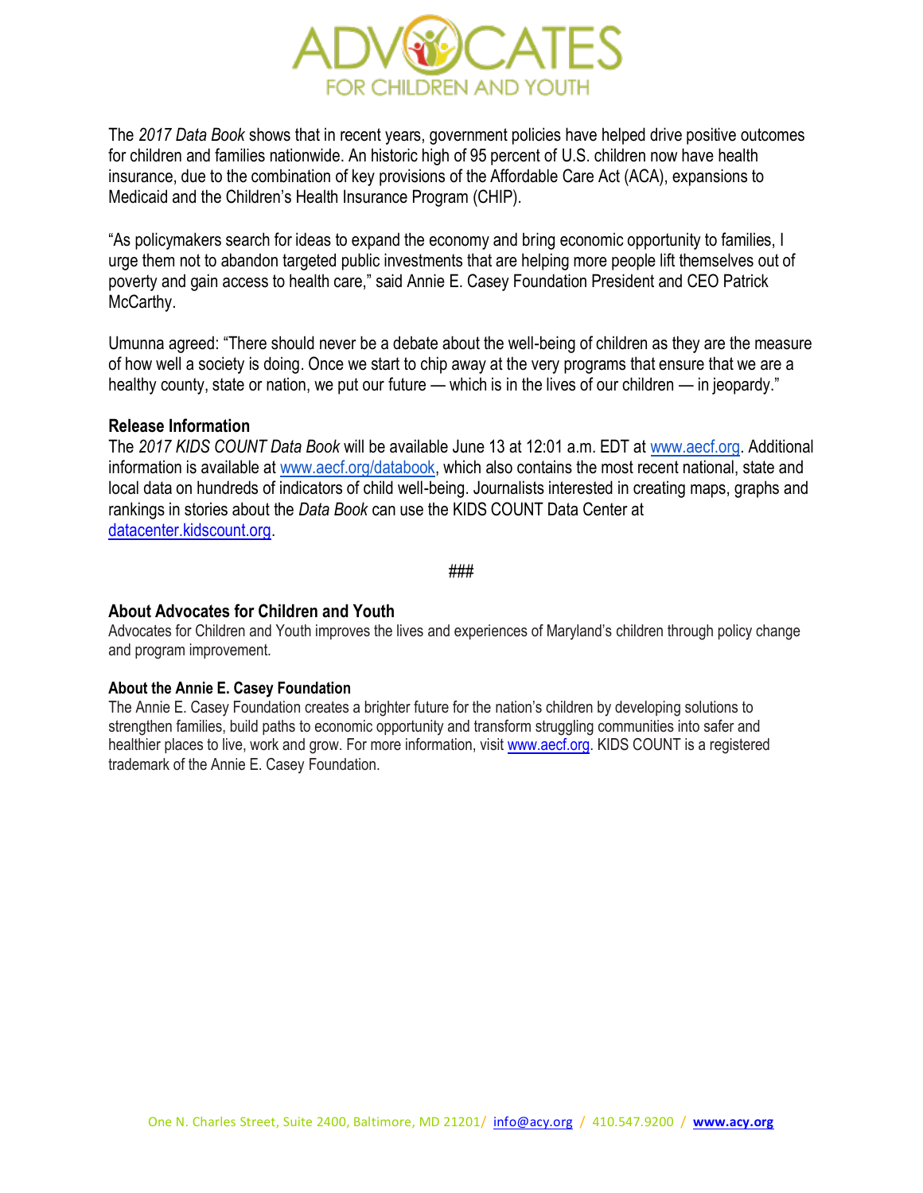The *2017 Data Book* shows that in recent years, government policies have helped drive positive outcomes for children and families nationwide. An historic high of 95 percent of U.S. children now have health insurance, due to the combination of key provisions of the Affordable Care Act (ACA), expansions to Medicaid and the Children's Health Insurance Program (CHIP).

"As policymakers search for ideas to expand the economy and bring economic opportunity to families, I urge them not to abandon targeted public investments that are helping more people lift themselves out of poverty and gain access to health care," said Annie E. Casey Foundation President and CEO Patrick McCarthy.

Umunna agreed: "There should never be a debate about the well-being of children as they are the measure of how well a society is doing. Once we start to chip away at the very programs that ensure that we are a healthy county, state or nation, we put our future — which is in the lives of our children — in jeopardy."

**Release Information**

The *2017 KIDS COUNT Data Book* will be available June 13 at 12:01 a.m. EDT at www.aecf.org. Additional information is available at www.aecf.org/databook, which also contains the most recent national, state and local data on hundreds of indicators of child well-being. Journalists interested in creating maps, graphs and rankings in stories about the *Data Book* can use the KIDS COUNT Data Center at datacenter.kidscount.org.

###

**About Advocates for Children and Youth**

Advocates for Children and Youth improves the lives and experiences of Maryland's children through policy change and program improvement.

**About the Annie E. Casey Foundation**

The Annie E. Casey Foundation creates a brighter future for the nation's children by developing solutions to strengthen families, build paths to economic opportunity and transform struggling communities into safer and healthier places to live, work and grow. For more information, visit www.aecf.org. KIDS COUNT is a registered trademark of the Annie E. Casey Foundation.